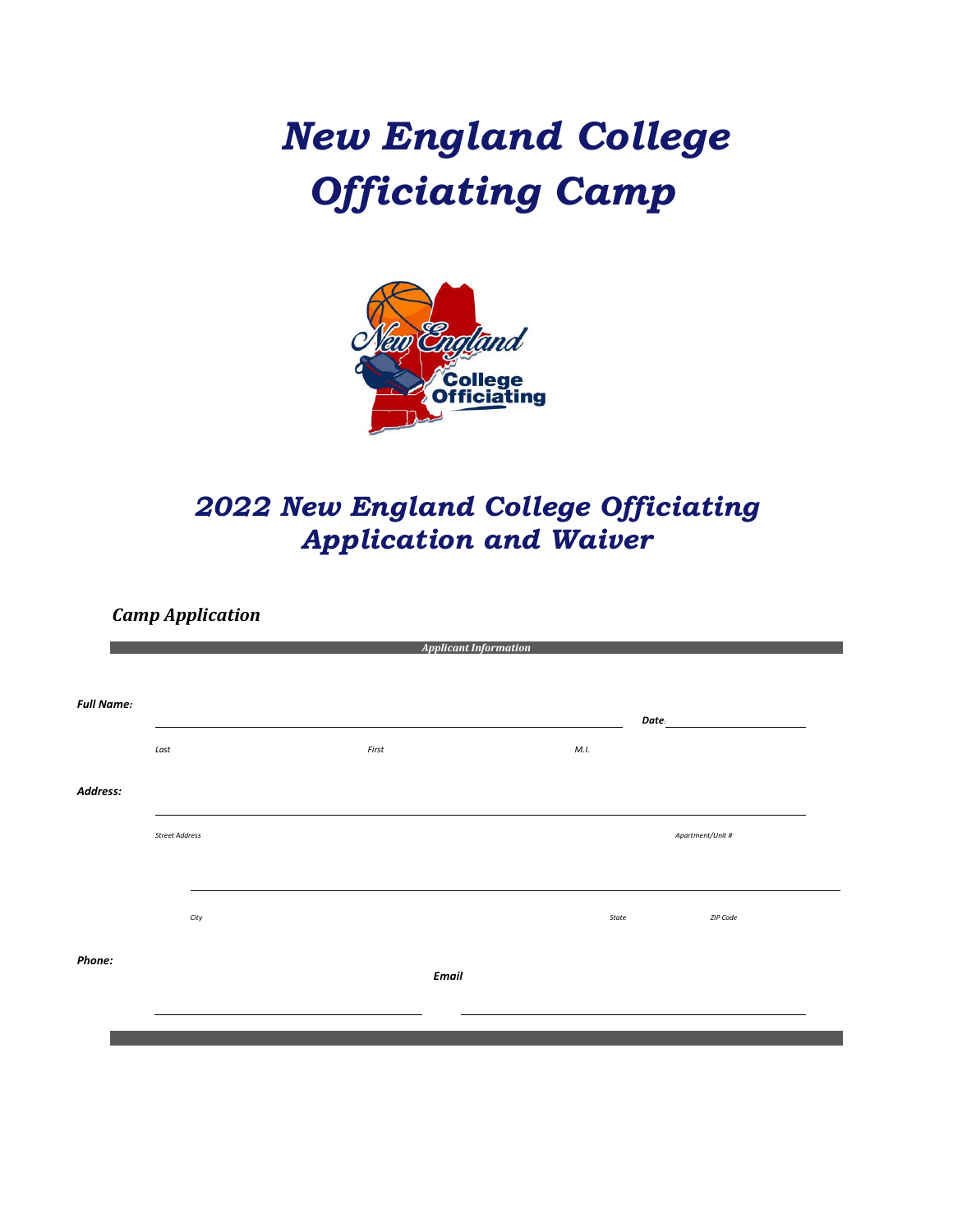# *New England College Officiating Camp*

## *2022 New England College Officiating Application and Waiver*

### *Camp Application*

***Applicant Information***

***Full Name:*** ______________________________ ***Date:*** ______________

*Last* *First* *M.I.*

***Address:*** ______________________________________________

*Street Address* *Apartment/Unit #*

______________________________________________

*City* *State* *ZIP Code*

***Phone:*** ______________________ ***Email*** ______________________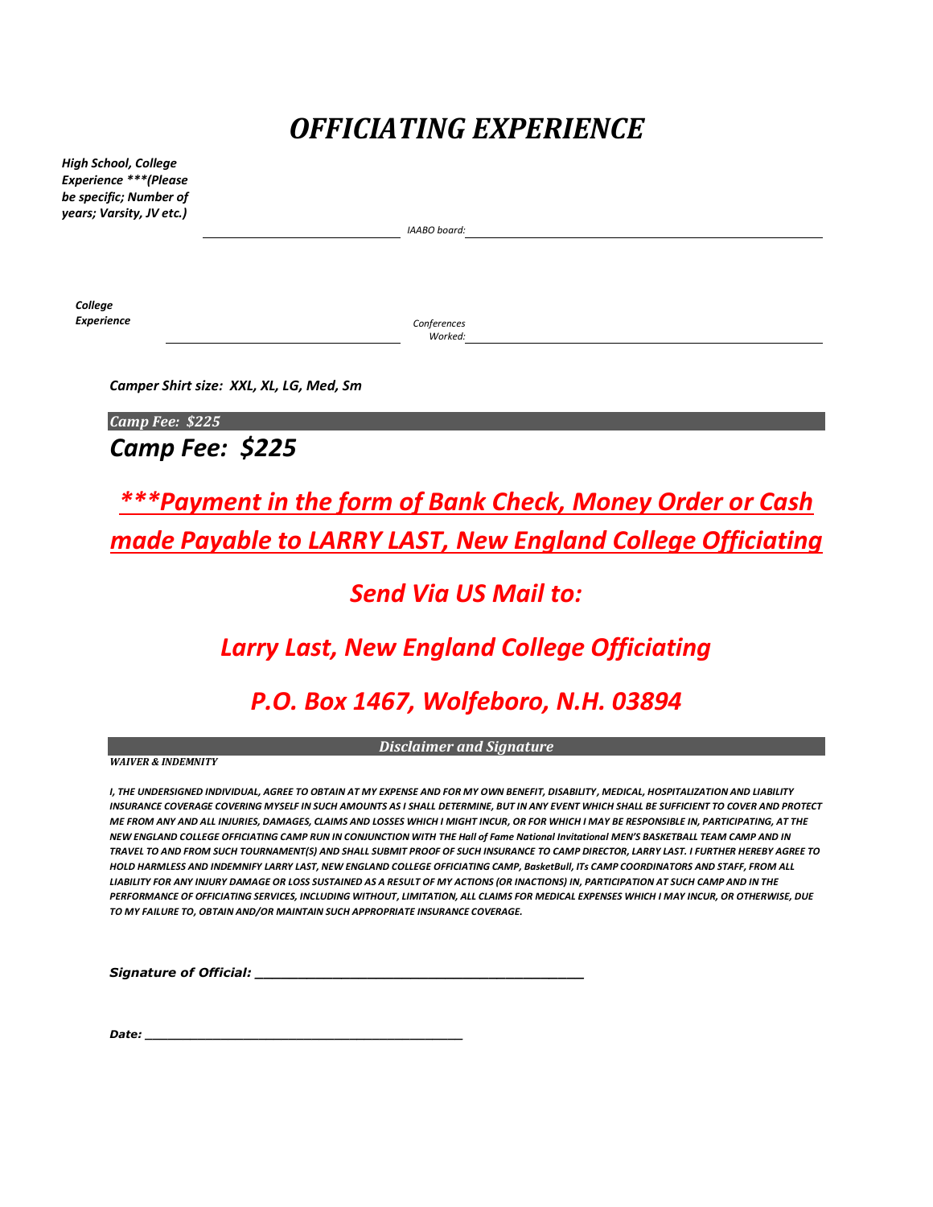# *OFFICIATING EXPERIENCE*

***High School, College Experience \*\*\*(Please be specific; Number of years; Varsity, JV etc.)***

______________________ *IAABO board:* ______________________________________

***College Experience*** ______________________ *Conferences Worked:* ______________________________________

***Camper Shirt size: XXL, XL, LG, Med, Sm***

***Camp Fee: $225***

## ***Camp Fee: $225***

## ***\*\*\*Payment in the form of Bank Check, Money Order or Cash made Payable to LARRY LAST, New England College Officiating***

## ***Send Via US Mail to:***

## ***Larry Last, New England College Officiating***

## ***P.O. Box 1467, Wolfeboro, N.H. 03894***

***Disclaimer and Signature***

***WAIVER & INDEMNITY***

*I, THE UNDERSIGNED INDIVIDUAL, AGREE TO OBTAIN AT MY EXPENSE AND FOR MY OWN BENEFIT, DISABILITY, MEDICAL, HOSPITALIZATION AND LIABILITY INSURANCE COVERAGE COVERING MYSELF IN SUCH AMOUNTS AS I SHALL DETERMINE, BUT IN ANY EVENT WHICH SHALL BE SUFFICIENT TO COVER AND PROTECT ME FROM ANY AND ALL INJURIES, DAMAGES, CLAIMS AND LOSSES WHICH I MIGHT INCUR, OR FOR WHICH I MAY BE RESPONSIBLE IN, PARTICIPATING, AT THE NEW ENGLAND COLLEGE OFFICIATING CAMP RUN IN CONJUNCTION WITH THE Hall of Fame National Invitational MEN'S BASKETBALL TEAM CAMP AND IN TRAVEL TO AND FROM SUCH TOURNAMENT(S) AND SHALL SUBMIT PROOF OF SUCH INSURANCE TO CAMP DIRECTOR, LARRY LAST. I FURTHER HEREBY AGREE TO HOLD HARMLESS AND INDEMNIFY LARRY LAST, NEW ENGLAND COLLEGE OFFICIATING CAMP, BasketBull, ITs CAMP COORDINATORS AND STAFF, FROM ALL LIABILITY FOR ANY INJURY DAMAGE OR LOSS SUSTAINED AS A RESULT OF MY ACTIONS (OR INACTIONS) IN, PARTICIPATION AT SUCH CAMP AND IN THE PERFORMANCE OF OFFICIATING SERVICES, INCLUDING WITHOUT, LIMITATION, ALL CLAIMS FOR MEDICAL EXPENSES WHICH I MAY INCUR, OR OTHERWISE, DUE TO MY FAILURE TO, OBTAIN AND/OR MAINTAIN SUCH APPROPRIATE INSURANCE COVERAGE.*

***Signature of Official:*** ___________________________________________

***Date:*** ___________________________________________